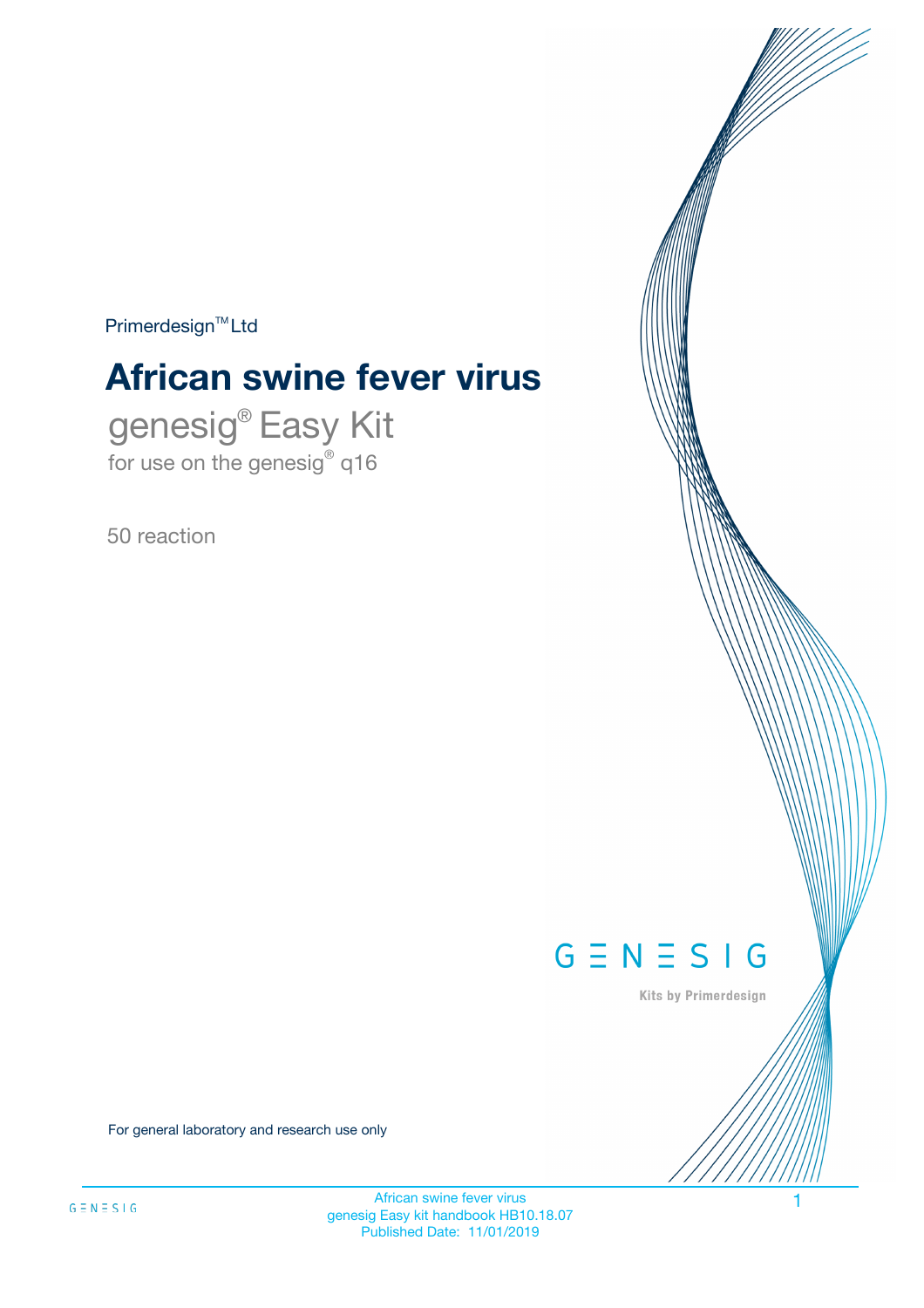Primerdesign™ Ltd

# African swine fever virus

## genesig® Easy Kit

for use on the genesig® q16

50 reaction

GENESIG

Kits by Primerdesign

For general laboratory and research use only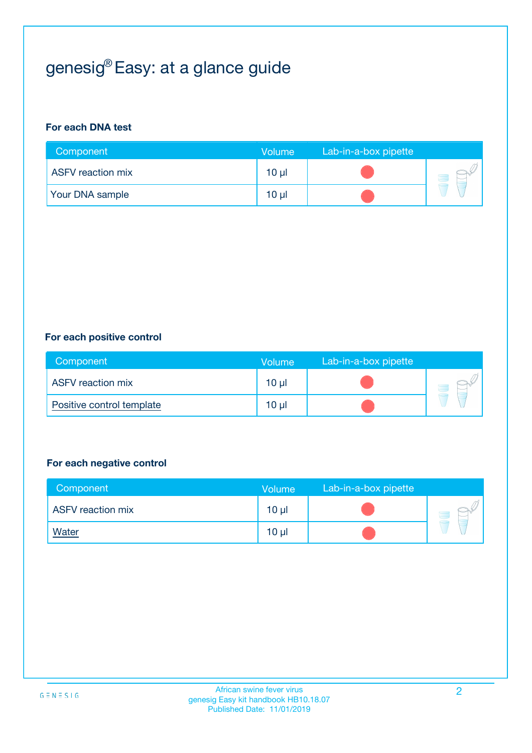# genesig® Easy: at a glance guide

**For each DNA test**

| Component | Volume | Lab-in-a-box pipette |
|---|---|---|
| ASFV reaction mix | 10 µl | ● |
| Your DNA sample | 10 µl | ● |

**For each positive control**

| Component | Volume | Lab-in-a-box pipette |
|---|---|---|
| ASFV reaction mix | 10 µl | ● |
| Positive control template | 10 µl | ● |

**For each negative control**

| Component | Volume | Lab-in-a-box pipette |
|---|---|---|
| ASFV reaction mix | 10 µl | ● |
| Water | 10 µl | ● |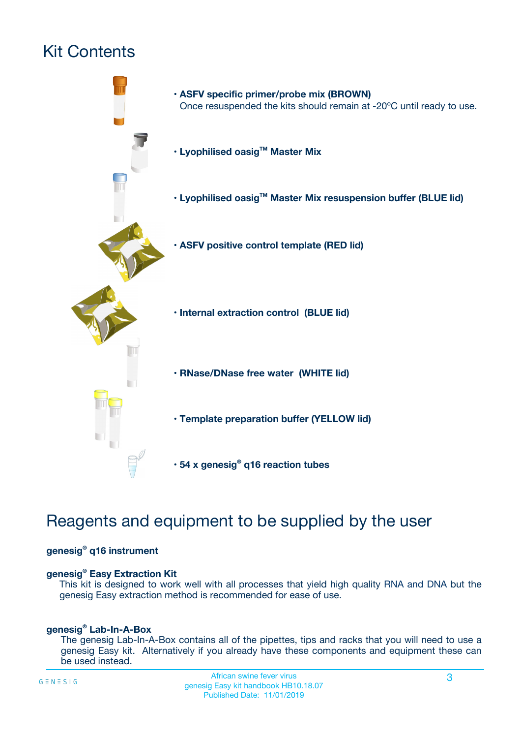# Kit Contents

- **ASFV specific primer/probe mix (BROWN)**
  Once resuspended the kits should remain at -20ºC until ready to use.
- **Lyophilised oasig™ Master Mix**
- **Lyophilised oasig™ Master Mix resuspension buffer (BLUE lid)**
- **ASFV positive control template (RED lid)**
- **Internal extraction control (BLUE lid)**
- **RNase/DNase free water (WHITE lid)**
- **Template preparation buffer (YELLOW lid)**
- **54 x genesig® q16 reaction tubes**

# Reagents and equipment to be supplied by the user

**genesig® q16 instrument**

**genesig® Easy Extraction Kit**

This kit is designed to work well with all processes that yield high quality RNA and DNA but the genesig Easy extraction method is recommended for ease of use.

**genesig® Lab-In-A-Box**

The genesig Lab-In-A-Box contains all of the pipettes, tips and racks that you will need to use a genesig Easy kit. Alternatively if you already have these components and equipment these can be used instead.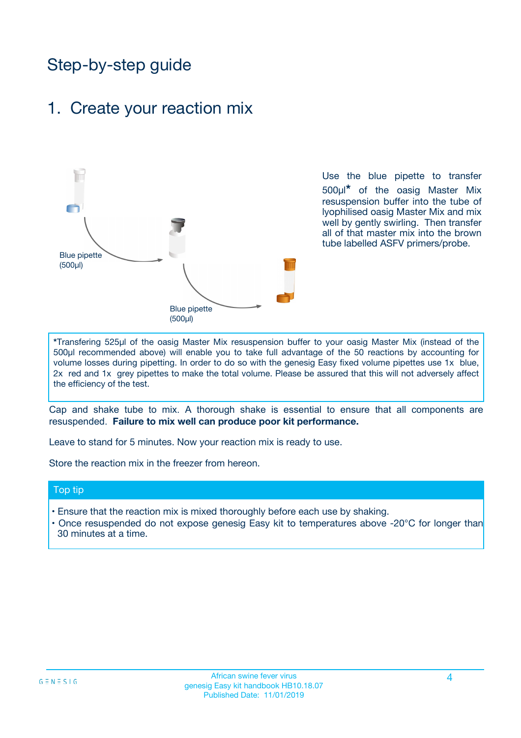# Step-by-step guide

## 1. Create your reaction mix

Blue pipette (500µl)

Blue pipette (500µl)

Use the blue pipette to transfer 500µl* of the oasig Master Mix resuspension buffer into the tube of lyophilised oasig Master Mix and mix well by gently swirling. Then transfer all of that master mix into the brown tube labelled ASFV primers/probe.

*Transfering 525µl of the oasig Master Mix resuspension buffer to your oasig Master Mix (instead of the 500µl recommended above) will enable you to take full advantage of the 50 reactions by accounting for volume losses during pipetting. In order to do so with the genesig Easy fixed volume pipettes use 1x blue, 2x red and 1x grey pipettes to make the total volume. Please be assured that this will not adversely affect the efficiency of the test.

Cap and shake tube to mix. A thorough shake is essential to ensure that all components are resuspended. **Failure to mix well can produce poor kit performance.**

Leave to stand for 5 minutes. Now your reaction mix is ready to use.

Store the reaction mix in the freezer from hereon.

### Top tip

- Ensure that the reaction mix is mixed thoroughly before each use by shaking.
- Once resuspended do not expose genesig Easy kit to temperatures above -20°C for longer than 30 minutes at a time.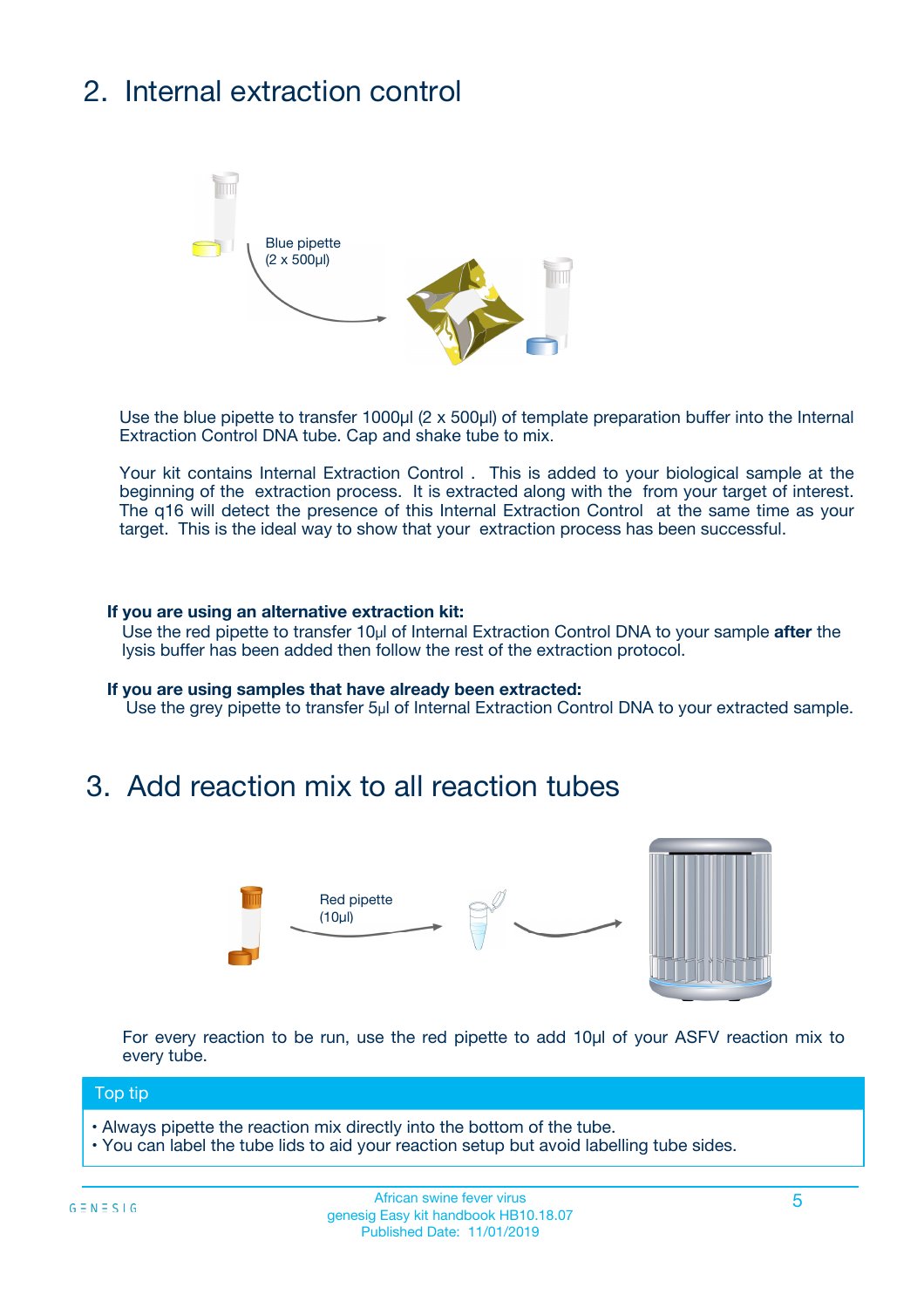## 2. Internal extraction control

Blue pipette
(2 x 500µl)

Use the blue pipette to transfer 1000µl (2 x 500µl) of template preparation buffer into the Internal Extraction Control DNA tube. Cap and shake tube to mix.

Your kit contains Internal Extraction Control . This is added to your biological sample at the beginning of the extraction process. It is extracted along with the from your target of interest. The q16 will detect the presence of this Internal Extraction Control at the same time as your target. This is the ideal way to show that your extraction process has been successful.

**If you are using an alternative extraction kit:**
Use the red pipette to transfer 10µl of Internal Extraction Control DNA to your sample **after** the lysis buffer has been added then follow the rest of the extraction protocol.

**If you are using samples that have already been extracted:**
Use the grey pipette to transfer 5µl of Internal Extraction Control DNA to your extracted sample.

## 3. Add reaction mix to all reaction tubes

Red pipette
(10µl)

For every reaction to be run, use the red pipette to add 10µl of your ASFV reaction mix to every tube.

**Top tip**

- Always pipette the reaction mix directly into the bottom of the tube.
- You can label the tube lids to aid your reaction setup but avoid labelling tube sides.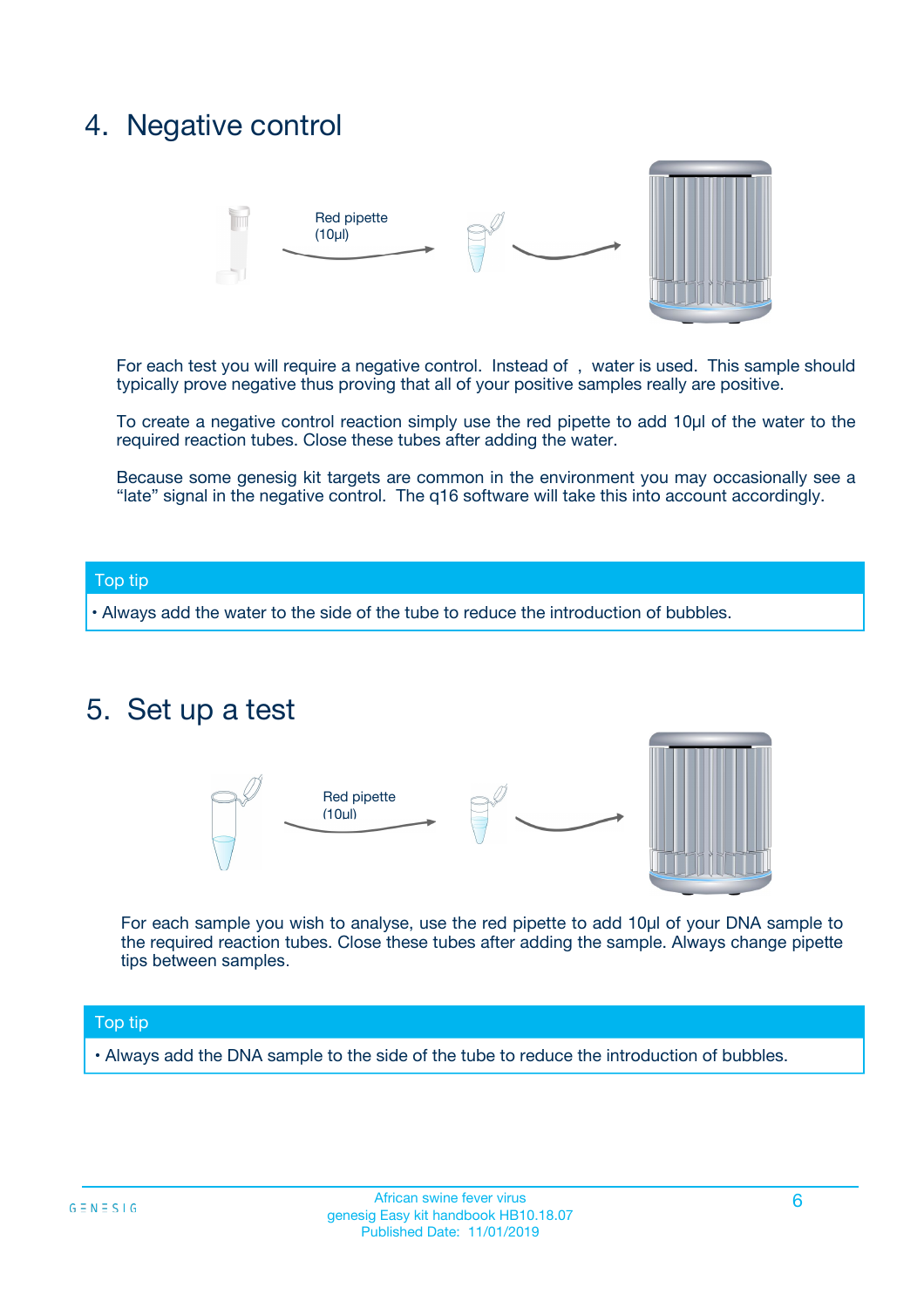# 4. Negative control

Red pipette (10µl)

For each test you will require a negative control. Instead of , water is used. This sample should typically prove negative thus proving that all of your positive samples really are positive.

To create a negative control reaction simply use the red pipette to add 10µl of the water to the required reaction tubes. Close these tubes after adding the water.

Because some genesig kit targets are common in the environment you may occasionally see a "late" signal in the negative control. The q16 software will take this into account accordingly.

**Top tip**

- Always add the water to the side of the tube to reduce the introduction of bubbles.

# 5. Set up a test

Red pipette (10ul)

For each sample you wish to analyse, use the red pipette to add 10µl of your DNA sample to the required reaction tubes. Close these tubes after adding the sample. Always change pipette tips between samples.

**Top tip**

- Always add the DNA sample to the side of the tube to reduce the introduction of bubbles.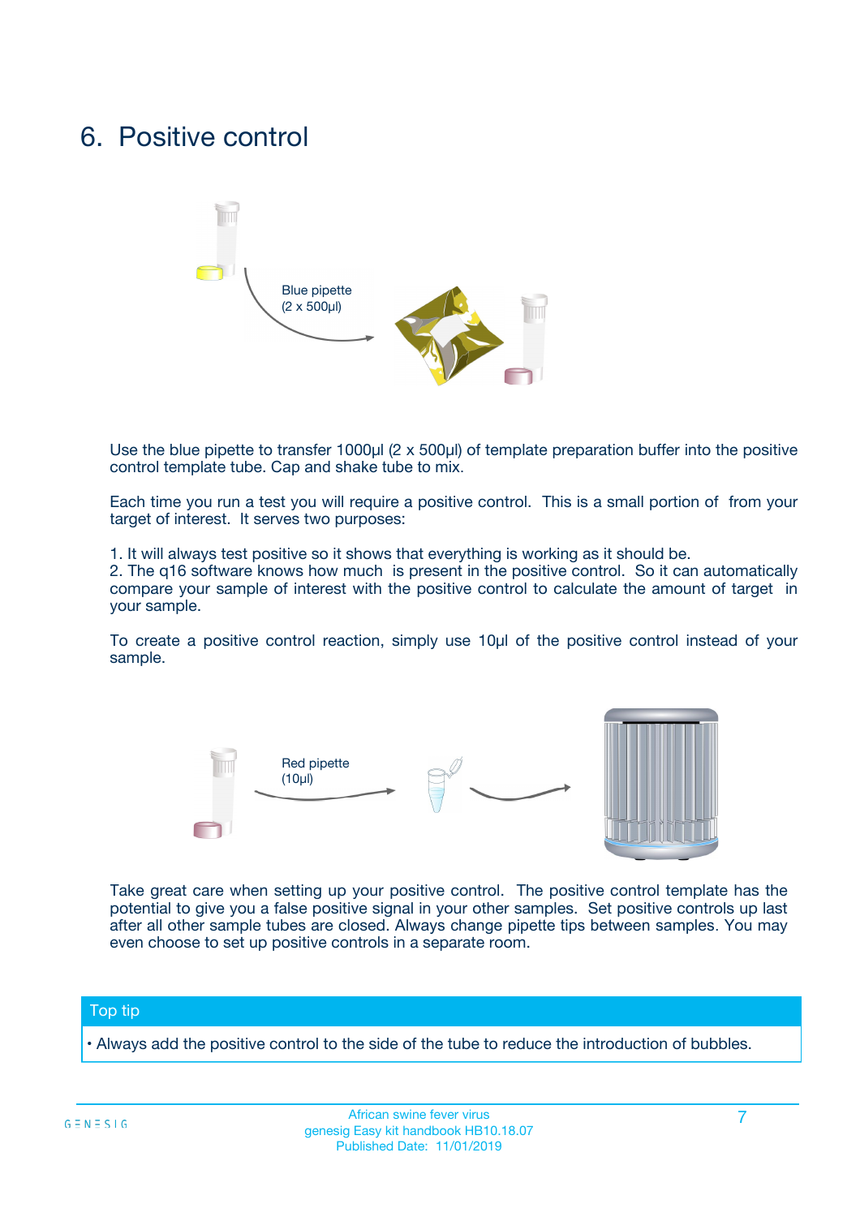# 6. Positive control

Blue pipette (2 x 500µl)

Use the blue pipette to transfer 1000µl (2 x 500µl) of template preparation buffer into the positive control template tube. Cap and shake tube to mix.

Each time you run a test you will require a positive control. This is a small portion of from your target of interest. It serves two purposes:

1. It will always test positive so it shows that everything is working as it should be.
2. The q16 software knows how much is present in the positive control. So it can automatically compare your sample of interest with the positive control to calculate the amount of target in your sample.

To create a positive control reaction, simply use 10µl of the positive control instead of your sample.

Red pipette (10µl)

Take great care when setting up your positive control. The positive control template has the potential to give you a false positive signal in your other samples. Set positive controls up last after all other sample tubes are closed. Always change pipette tips between samples. You may even choose to set up positive controls in a separate room.

**Top tip**

- Always add the positive control to the side of the tube to reduce the introduction of bubbles.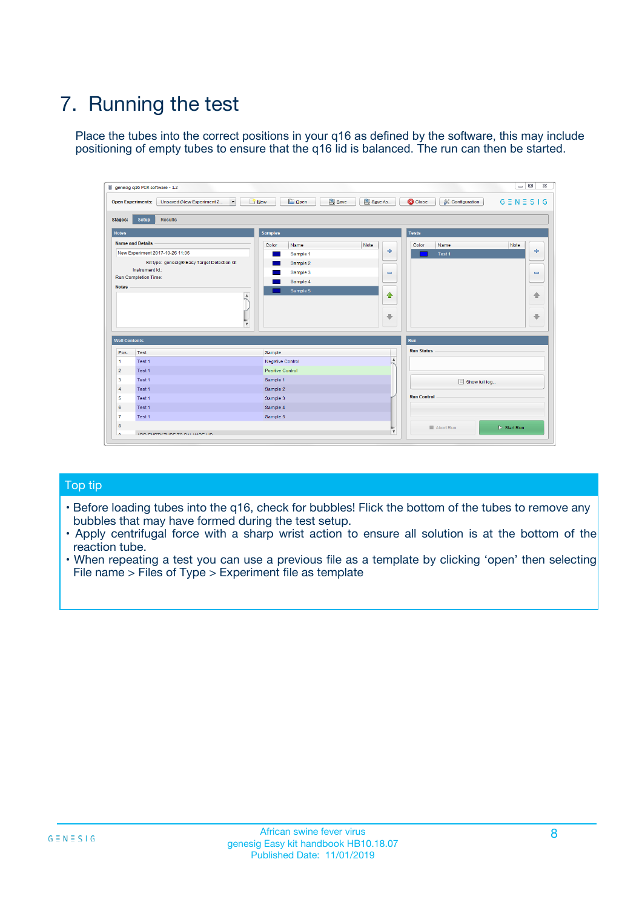# 7. Running the test

Place the tubes into the correct positions in your q16 as defined by the software, this may include positioning of empty tubes to ensure that the q16 lid is balanced. The run can then be started.

## Top tip

- Before loading tubes into the q16, check for bubbles! Flick the bottom of the tubes to remove any bubbles that may have formed during the test setup.
- Apply centrifugal force with a sharp wrist action to ensure all solution is at the bottom of the reaction tube.
- When repeating a test you can use a previous file as a template by clicking 'open' then selecting File name > Files of Type > Experiment file as template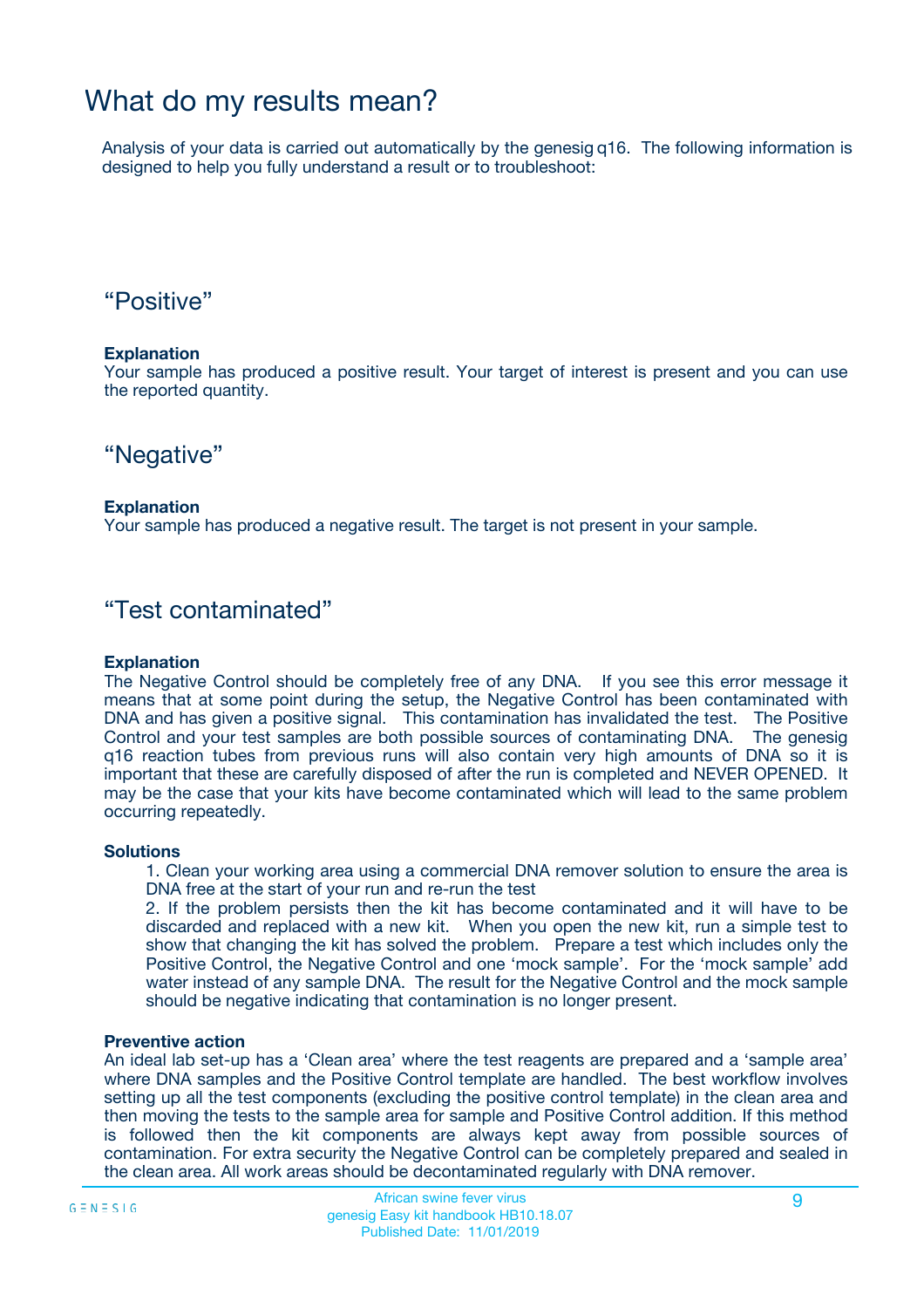# What do my results mean?

Analysis of your data is carried out automatically by the genesig q16. The following information is designed to help you fully understand a result or to troubleshoot:

## “Positive”

**Explanation**

Your sample has produced a positive result. Your target of interest is present and you can use the reported quantity.

## “Negative”

**Explanation**

Your sample has produced a negative result. The target is not present in your sample.

## “Test contaminated”

**Explanation**

The Negative Control should be completely free of any DNA. If you see this error message it means that at some point during the setup, the Negative Control has been contaminated with DNA and has given a positive signal. This contamination has invalidated the test. The Positive Control and your test samples are both possible sources of contaminating DNA. The genesig q16 reaction tubes from previous runs will also contain very high amounts of DNA so it is important that these are carefully disposed of after the run is completed and NEVER OPENED. It may be the case that your kits have become contaminated which will lead to the same problem occurring repeatedly.

**Solutions**

1. Clean your working area using a commercial DNA remover solution to ensure the area is DNA free at the start of your run and re-run the test
2. If the problem persists then the kit has become contaminated and it will have to be discarded and replaced with a new kit. When you open the new kit, run a simple test to show that changing the kit has solved the problem. Prepare a test which includes only the Positive Control, the Negative Control and one ‘mock sample’. For the ‘mock sample’ add water instead of any sample DNA. The result for the Negative Control and the mock sample should be negative indicating that contamination is no longer present.

**Preventive action**

An ideal lab set-up has a ‘Clean area’ where the test reagents are prepared and a ‘sample area’ where DNA samples and the Positive Control template are handled. The best workflow involves setting up all the test components (excluding the positive control template) in the clean area and then moving the tests to the sample area for sample and Positive Control addition. If this method is followed then the kit components are always kept away from possible sources of contamination. For extra security the Negative Control can be completely prepared and sealed in the clean area. All work areas should be decontaminated regularly with DNA remover.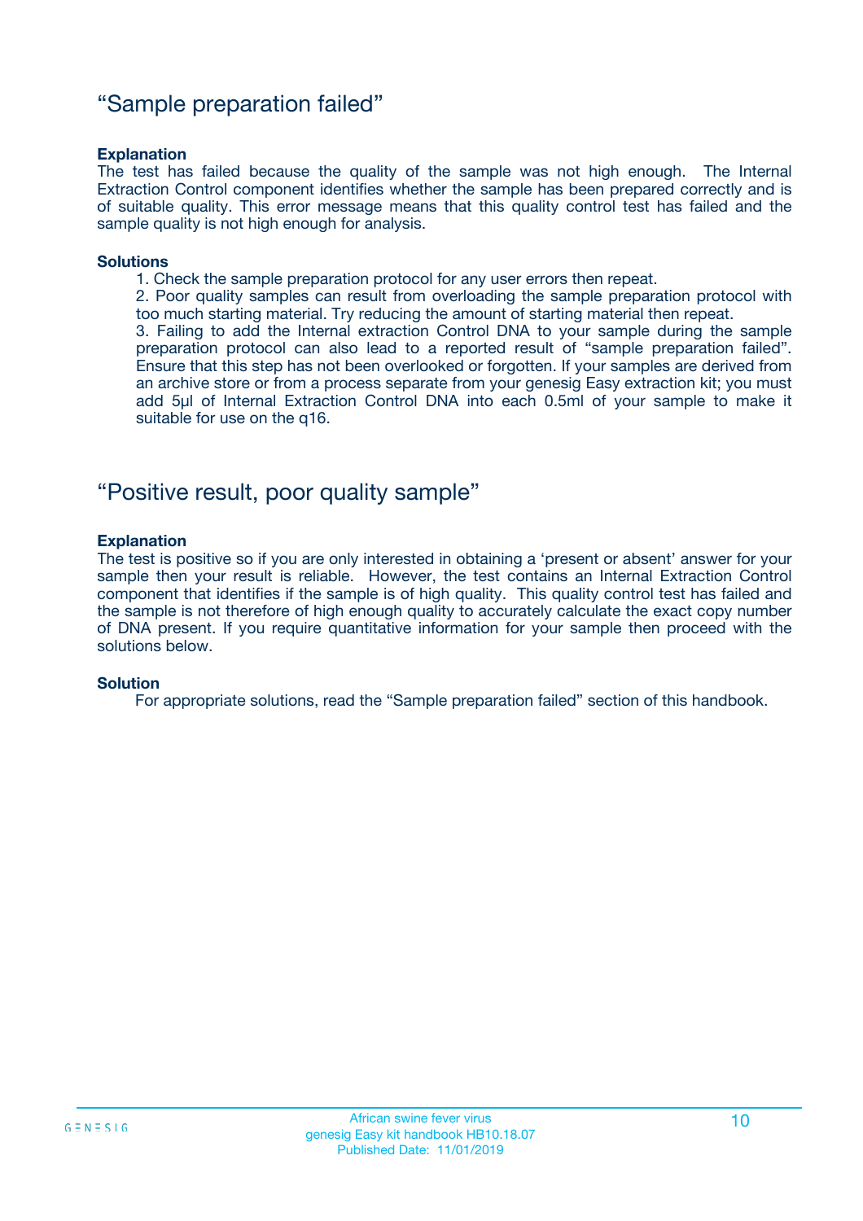## “Sample preparation failed”

**Explanation**
The test has failed because the quality of the sample was not high enough. The Internal Extraction Control component identifies whether the sample has been prepared correctly and is of suitable quality. This error message means that this quality control test has failed and the sample quality is not high enough for analysis.

**Solutions**

1. Check the sample preparation protocol for any user errors then repeat.
2. Poor quality samples can result from overloading the sample preparation protocol with too much starting material. Try reducing the amount of starting material then repeat.
3. Failing to add the Internal extraction Control DNA to your sample during the sample preparation protocol can also lead to a reported result of “sample preparation failed”. Ensure that this step has not been overlooked or forgotten. If your samples are derived from an archive store or from a process separate from your genesig Easy extraction kit; you must add 5µl of Internal Extraction Control DNA into each 0.5ml of your sample to make it suitable for use on the q16.

## “Positive result, poor quality sample”

**Explanation**
The test is positive so if you are only interested in obtaining a ‘present or absent’ answer for your sample then your result is reliable. However, the test contains an Internal Extraction Control component that identifies if the sample is of high quality. This quality control test has failed and the sample is not therefore of high enough quality to accurately calculate the exact copy number of DNA present. If you require quantitative information for your sample then proceed with the solutions below.

**Solution**
For appropriate solutions, read the “Sample preparation failed” section of this handbook.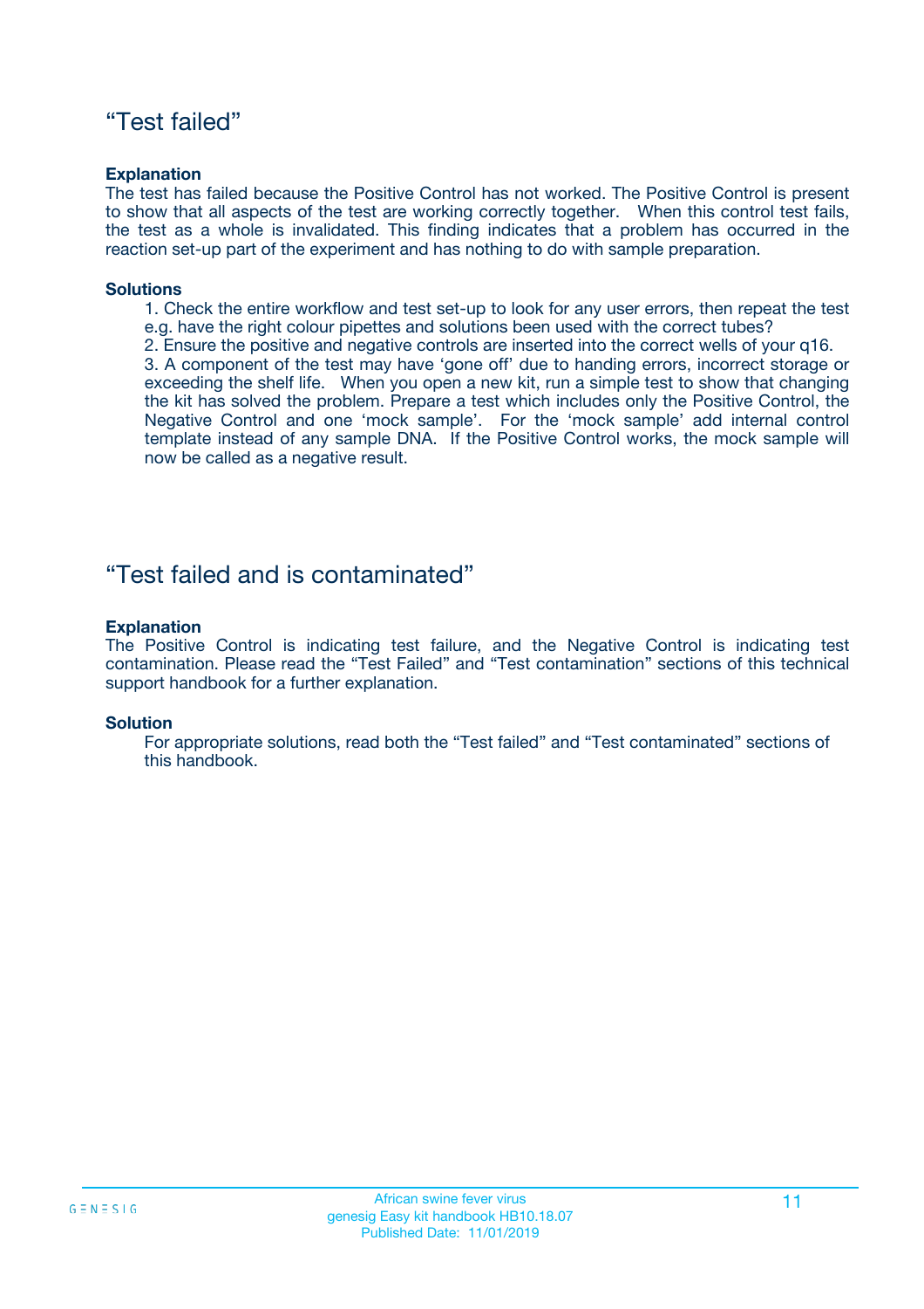## “Test failed”

**Explanation**

The test has failed because the Positive Control has not worked. The Positive Control is present to show that all aspects of the test are working correctly together. When this control test fails, the test as a whole is invalidated. This finding indicates that a problem has occurred in the reaction set-up part of the experiment and has nothing to do with sample preparation.

**Solutions**

1. Check the entire workflow and test set-up to look for any user errors, then repeat the test e.g. have the right colour pipettes and solutions been used with the correct tubes?
2. Ensure the positive and negative controls are inserted into the correct wells of your q16.
3. A component of the test may have ‘gone off’ due to handing errors, incorrect storage or exceeding the shelf life. When you open a new kit, run a simple test to show that changing the kit has solved the problem. Prepare a test which includes only the Positive Control, the Negative Control and one ‘mock sample’. For the ‘mock sample’ add internal control template instead of any sample DNA. If the Positive Control works, the mock sample will now be called as a negative result.

## “Test failed and is contaminated”

**Explanation**

The Positive Control is indicating test failure, and the Negative Control is indicating test contamination. Please read the “Test Failed” and “Test contamination” sections of this technical support handbook for a further explanation.

**Solution**

For appropriate solutions, read both the “Test failed” and “Test contaminated” sections of this handbook.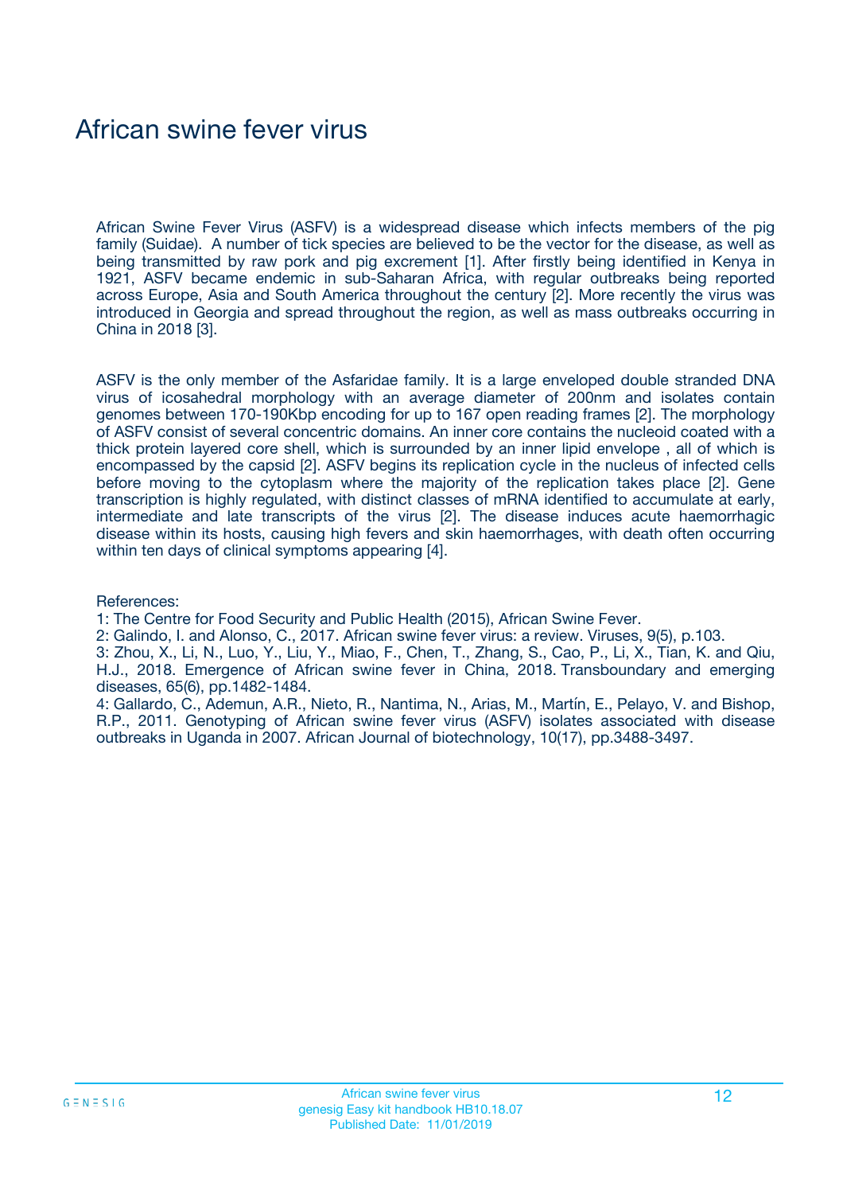# African swine fever virus

African Swine Fever Virus (ASFV) is a widespread disease which infects members of the pig family (Suidae). A number of tick species are believed to be the vector for the disease, as well as being transmitted by raw pork and pig excrement [1]. After firstly being identified in Kenya in 1921, ASFV became endemic in sub-Saharan Africa, with regular outbreaks being reported across Europe, Asia and South America throughout the century [2]. More recently the virus was introduced in Georgia and spread throughout the region, as well as mass outbreaks occurring in China in 2018 [3].

ASFV is the only member of the Asfaridae family. It is a large enveloped double stranded DNA virus of icosahedral morphology with an average diameter of 200nm and isolates contain genomes between 170-190Kbp encoding for up to 167 open reading frames [2]. The morphology of ASFV consist of several concentric domains. An inner core contains the nucleoid coated with a thick protein layered core shell, which is surrounded by an inner lipid envelope , all of which is encompassed by the capsid [2]. ASFV begins its replication cycle in the nucleus of infected cells before moving to the cytoplasm where the majority of the replication takes place [2]. Gene transcription is highly regulated, with distinct classes of mRNA identified to accumulate at early, intermediate and late transcripts of the virus [2]. The disease induces acute haemorrhagic disease within its hosts, causing high fevers and skin haemorrhages, with death often occurring within ten days of clinical symptoms appearing [4].

References:

1: The Centre for Food Security and Public Health (2015), African Swine Fever.

2: Galindo, I. and Alonso, C., 2017. African swine fever virus: a review. Viruses, 9(5), p.103.

3: Zhou, X., Li, N., Luo, Y., Liu, Y., Miao, F., Chen, T., Zhang, S., Cao, P., Li, X., Tian, K. and Qiu, H.J., 2018. Emergence of African swine fever in China, 2018. Transboundary and emerging diseases, 65(6), pp.1482-1484.

4: Gallardo, C., Ademun, A.R., Nieto, R., Nantima, N., Arias, M., Martín, E., Pelayo, V. and Bishop, R.P., 2011. Genotyping of African swine fever virus (ASFV) isolates associated with disease outbreaks in Uganda in 2007. African Journal of biotechnology, 10(17), pp.3488-3497.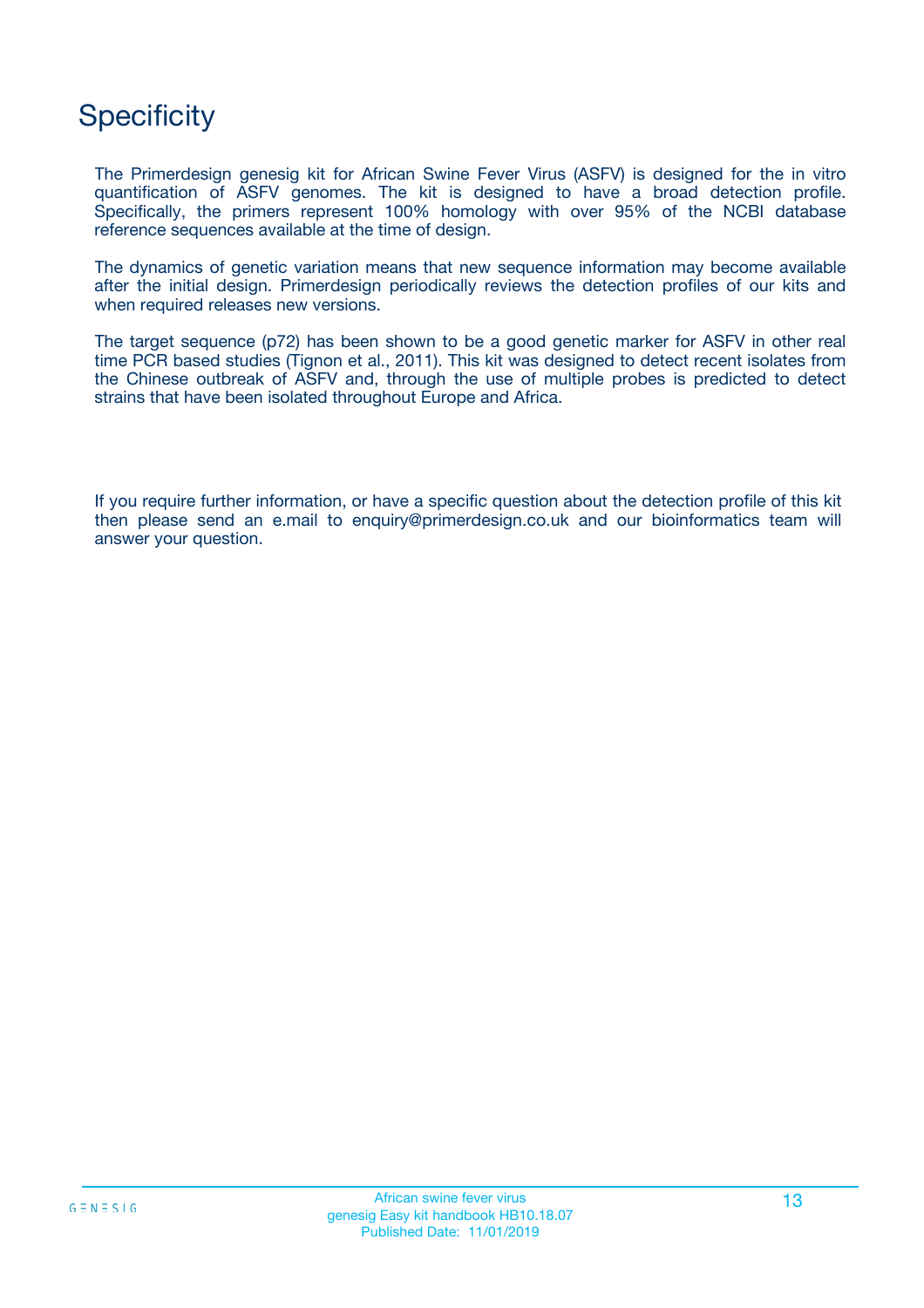# Specificity

The Primerdesign genesig kit for African Swine Fever Virus (ASFV) is designed for the in vitro quantification of ASFV genomes. The kit is designed to have a broad detection profile. Specifically, the primers represent 100% homology with over 95% of the NCBI database reference sequences available at the time of design.

The dynamics of genetic variation means that new sequence information may become available after the initial design. Primerdesign periodically reviews the detection profiles of our kits and when required releases new versions.

The target sequence (p72) has been shown to be a good genetic marker for ASFV in other real time PCR based studies (Tignon et al., 2011). This kit was designed to detect recent isolates from the Chinese outbreak of ASFV and, through the use of multiple probes is predicted to detect strains that have been isolated throughout Europe and Africa.

If you require further information, or have a specific question about the detection profile of this kit then please send an e.mail to enquiry@primerdesign.co.uk and our bioinformatics team will answer your question.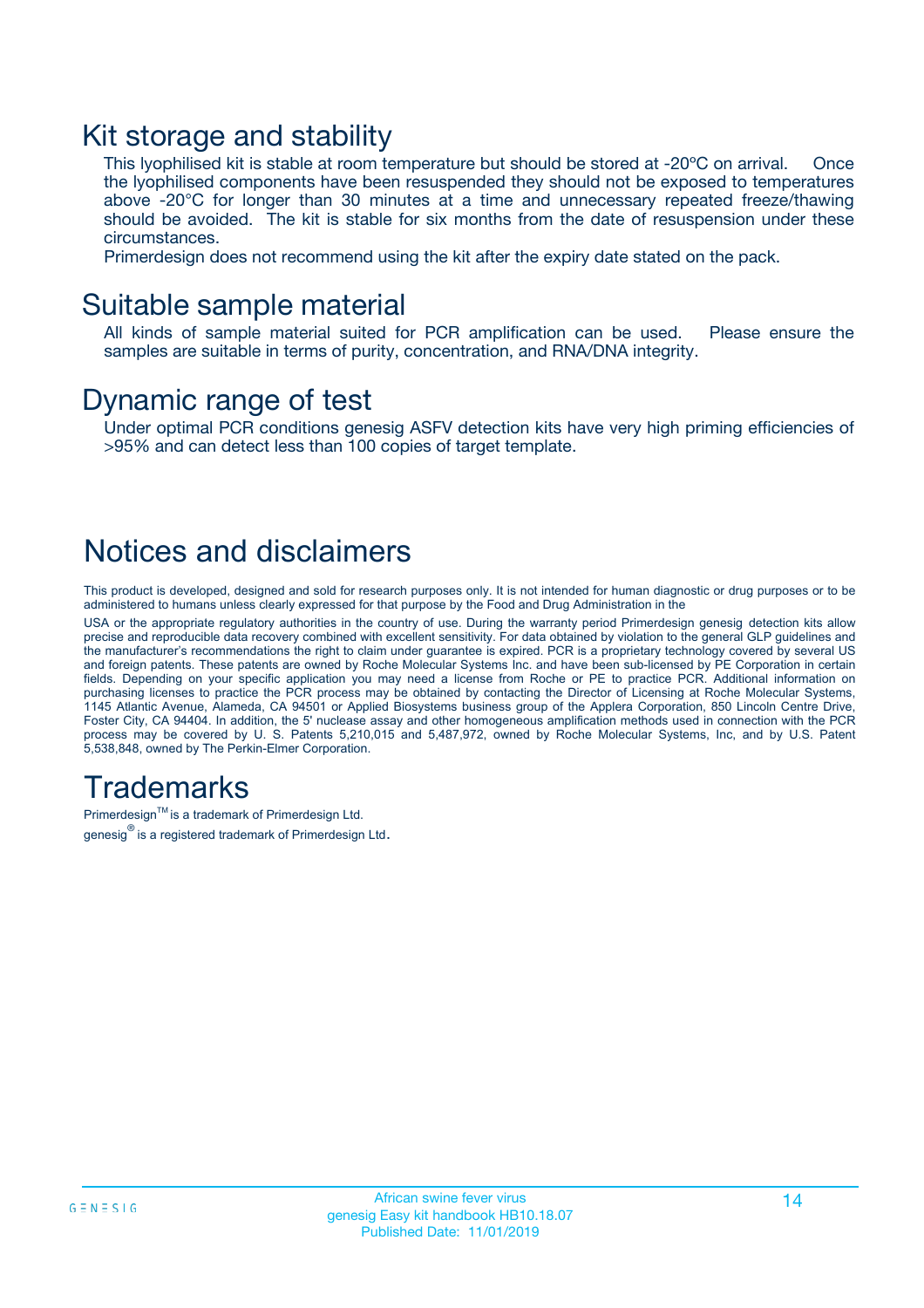## Kit storage and stability

This lyophilised kit is stable at room temperature but should be stored at -20ºC on arrival. Once the lyophilised components have been resuspended they should not be exposed to temperatures above -20°C for longer than 30 minutes at a time and unnecessary repeated freeze/thawing should be avoided. The kit is stable for six months from the date of resuspension under these circumstances.

Primerdesign does not recommend using the kit after the expiry date stated on the pack.

## Suitable sample material

All kinds of sample material suited for PCR amplification can be used. Please ensure the samples are suitable in terms of purity, concentration, and RNA/DNA integrity.

## Dynamic range of test

Under optimal PCR conditions genesig ASFV detection kits have very high priming efficiencies of >95% and can detect less than 100 copies of target template.

# Notices and disclaimers

This product is developed, designed and sold for research purposes only. It is not intended for human diagnostic or drug purposes or to be administered to humans unless clearly expressed for that purpose by the Food and Drug Administration in the

USA or the appropriate regulatory authorities in the country of use. During the warranty period Primerdesign genesig detection kits allow precise and reproducible data recovery combined with excellent sensitivity. For data obtained by violation to the general GLP guidelines and the manufacturer's recommendations the right to claim under guarantee is expired. PCR is a proprietary technology covered by several US and foreign patents. These patents are owned by Roche Molecular Systems Inc. and have been sub-licensed by PE Corporation in certain fields. Depending on your specific application you may need a license from Roche or PE to practice PCR. Additional information on purchasing licenses to practice the PCR process may be obtained by contacting the Director of Licensing at Roche Molecular Systems, 1145 Atlantic Avenue, Alameda, CA 94501 or Applied Biosystems business group of the Applera Corporation, 850 Lincoln Centre Drive, Foster City, CA 94404. In addition, the 5' nuclease assay and other homogeneous amplification methods used in connection with the PCR process may be covered by U. S. Patents 5,210,015 and 5,487,972, owned by Roche Molecular Systems, Inc, and by U.S. Patent 5,538,848, owned by The Perkin-Elmer Corporation.

# Trademarks

Primerdesign™ is a trademark of Primerdesign Ltd.

genesig® is a registered trademark of Primerdesign Ltd.